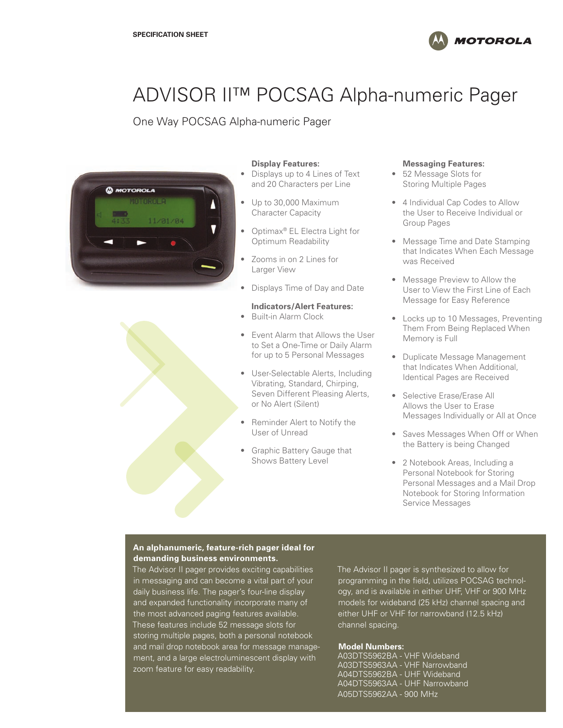SPECIFICATION SHEET

# ADVISOR II™ POCSAG Alpha-numeric Pager

## One Way POCSAG Alpha-numeric Pager

**Display Features:**

- Displays up to 4 Lines of Text and 20 Characters per Line
- Up to 30,000 Maximum Character Capacity
- Optimax® EL Electra Light for Optimum Readability
- Zooms in on 2 Lines for Larger View
- Displays Time of Day and Date

**Indicators/Alert Features:**

- Built-in Alarm Clock
- Event Alarm that Allows the User to Set a One-Time or Daily Alarm for up to 5 Personal Messages
- User-Selectable Alerts, Including Vibrating, Standard, Chirping, Seven Different Pleasing Alerts, or No Alert (Silent)
- Reminder Alert to Notify the User of Unread
- Graphic Battery Gauge that Shows Battery Level

**Messaging Features:**

- 52 Message Slots for Storing Multiple Pages
- 4 Individual Cap Codes to Allow the User to Receive Individual or Group Pages
- Message Time and Date Stamping that Indicates When Each Message was Received
- Message Preview to Allow the User to View the First Line of Each Message for Easy Reference
- Locks up to 10 Messages, Preventing Them From Being Replaced When Memory is Full
- Duplicate Message Management that Indicates When Additional, Identical Pages are Received
- Selective Erase/Erase All Allows the User to Erase Messages Individually or All at Once
- Saves Messages When Off or When the Battery is being Changed
- 2 Notebook Areas, Including a Personal Notebook for Storing Personal Messages and a Mail Drop Notebook for Storing Information Service Messages

**An alphanumeric, feature-rich pager ideal for demanding business environments.**

The Advisor II pager provides exciting capabilities in messaging and can become a vital part of your daily business life. The pager's four-line display and expanded functionality incorporate many of the most advanced paging features available. These features include 52 message slots for storing multiple pages, both a personal notebook and mail drop notebook area for message management, and a large electroluminescent display with zoom feature for easy readability.

The Advisor II pager is synthesized to allow for programming in the field, utilizes POCSAG technology, and is available in either UHF, VHF or 900 MHz models for wideband (25 kHz) channel spacing and either UHF or VHF for narrowband (12.5 kHz) channel spacing.

**Model Numbers:**

A03DTS5962BA - VHF Wideband
A03DTS5963AA - VHF Narrowband
A04DTS5962BA - UHF Wideband
A04DTS5963AA - UHF Narrowband
A05DTS5962AA - 900 MHz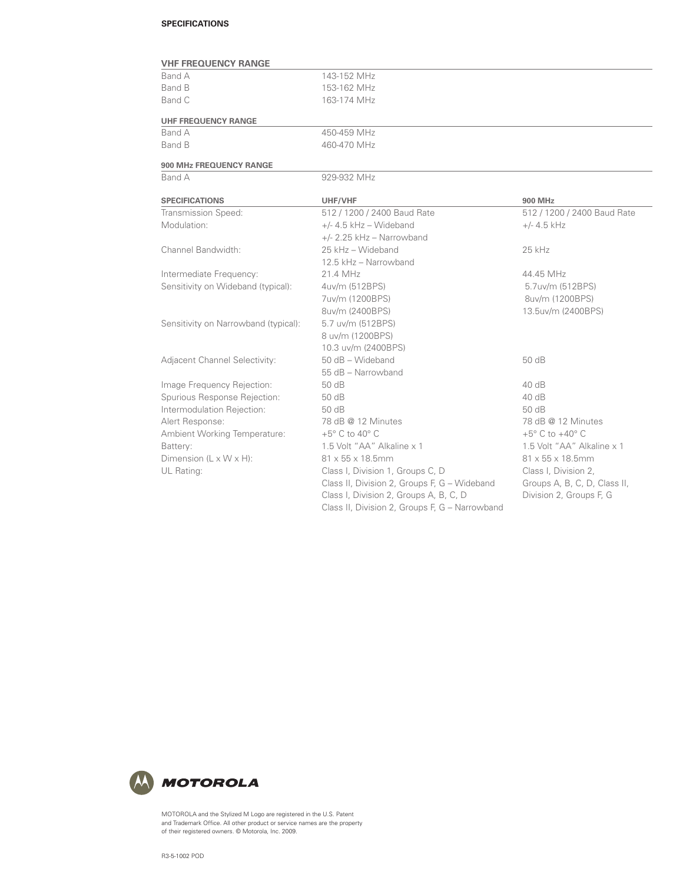## SPECIFICATIONS

### VHF FREQUENCY RANGE

| | |
|---|---|
| Band A | 143-152 MHz |
| Band B | 153-162 MHz |
| Band C | 163-174 MHz |

### UHF FREQUENCY RANGE

| | |
|---|---|
| Band A | 450-459 MHz |
| Band B | 460-470 MHz |

### 900 MHz FREQUENCY RANGE

| | |
|---|---|
| Band A | 929-932 MHz |

| SPECIFICATIONS | UHF/VHF | 900 MHz |
|---|---|---|
| Transmission Speed: | 512 / 1200 / 2400 Baud Rate | 512 / 1200 / 2400 Baud Rate |
| Modulation: | +/- 4.5 kHz – Wideband<br>+/- 2.25 kHz – Narrowband | +/- 4.5 kHz |
| Channel Bandwidth: | 25 kHz – Wideband<br>12.5 kHz – Narrowband | 25 kHz |
| Intermediate Frequency: | 21.4 MHz | 44.45 MHz |
| Sensitivity on Wideband (typical): | 4uv/m (512BPS)<br>7uv/m (1200BPS)<br>8uv/m (2400BPS) | 5.7uv/m (512BPS)<br>8uv/m (1200BPS)<br>13.5uv/m (2400BPS) |
| Sensitivity on Narrowband (typical): | 5.7 uv/m (512BPS)<br>8 uv/m (1200BPS)<br>10.3 uv/m (2400BPS) | |
| Adjacent Channel Selectivity: | 50 dB – Wideband<br>55 dB – Narrowband | 50 dB |
| Image Frequency Rejection: | 50 dB | 40 dB |
| Spurious Response Rejection: | 50 dB | 40 dB |
| Intermodulation Rejection: | 50 dB | 50 dB |
| Alert Response: | 78 dB @ 12 Minutes | 78 dB @ 12 Minutes |
| Ambient Working Temperature: | +5° C to 40° C | +5° C to +40° C |
| Battery: | 1.5 Volt "AA" Alkaline x 1 | 1.5 Volt "AA" Alkaline x 1 |
| Dimension (L x W x H): | 81 x 55 x 18.5mm | 81 x 55 x 18.5mm |
| UL Rating: | Class I, Division 1, Groups C, D<br>Class II, Division 2, Groups F, G – Wideband<br>Class I, Division 2, Groups A, B, C, D<br>Class II, Division 2, Groups F, G – Narrowband | Class I, Division 2,<br>Groups A, B, C, D, Class II,<br>Division 2, Groups F, G |

MOTOROLA

MOTOROLA and the Stylized M Logo are registered in the U.S. Patent and Trademark Office. All other product or service names are the property of their registered owners. © Motorola, Inc. 2009.

R3-5-1002 POD